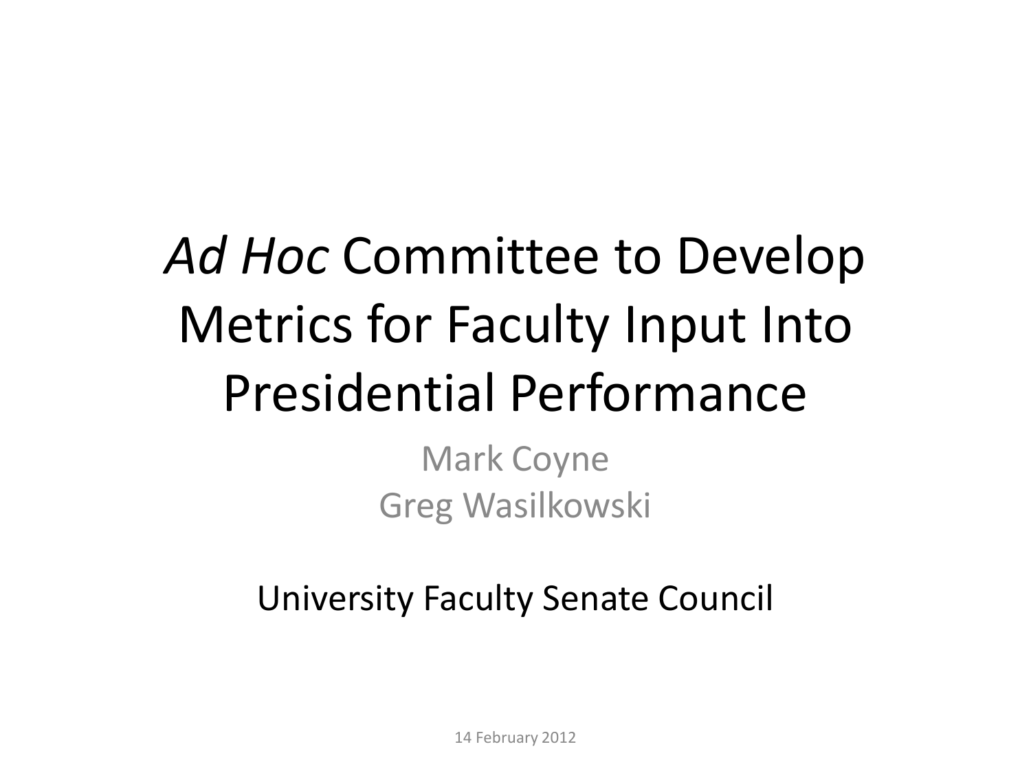# *Ad Hoc* Committee to Develop Metrics for Faculty Input Into Presidential Performance

Mark Coyne
Greg Wasilkowski

University Faculty Senate Council

14 February 2012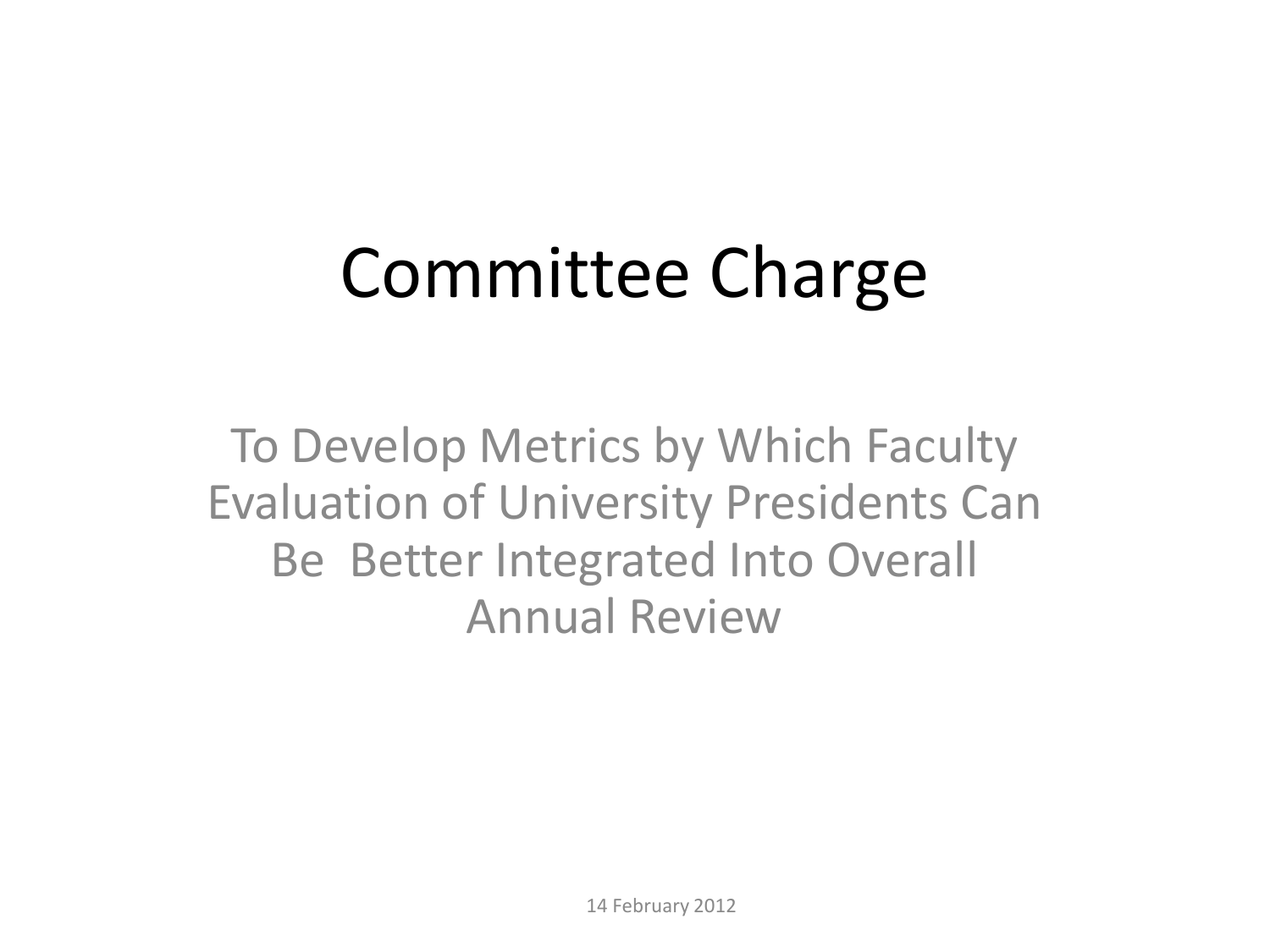# Committee Charge

To Develop Metrics by Which Faculty Evaluation of University Presidents Can Be Better Integrated Into Overall Annual Review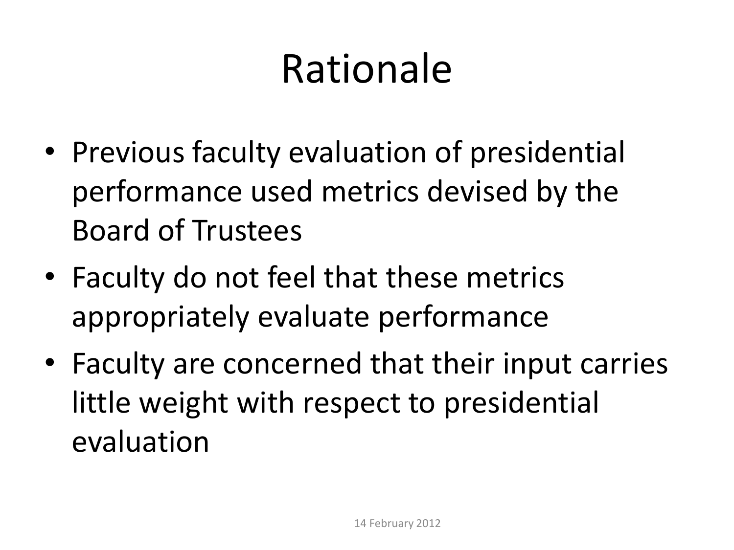# Rationale

- Previous faculty evaluation of presidential performance used metrics devised by the Board of Trustees
- Faculty do not feel that these metrics appropriately evaluate performance
- Faculty are concerned that their input carries little weight with respect to presidential evaluation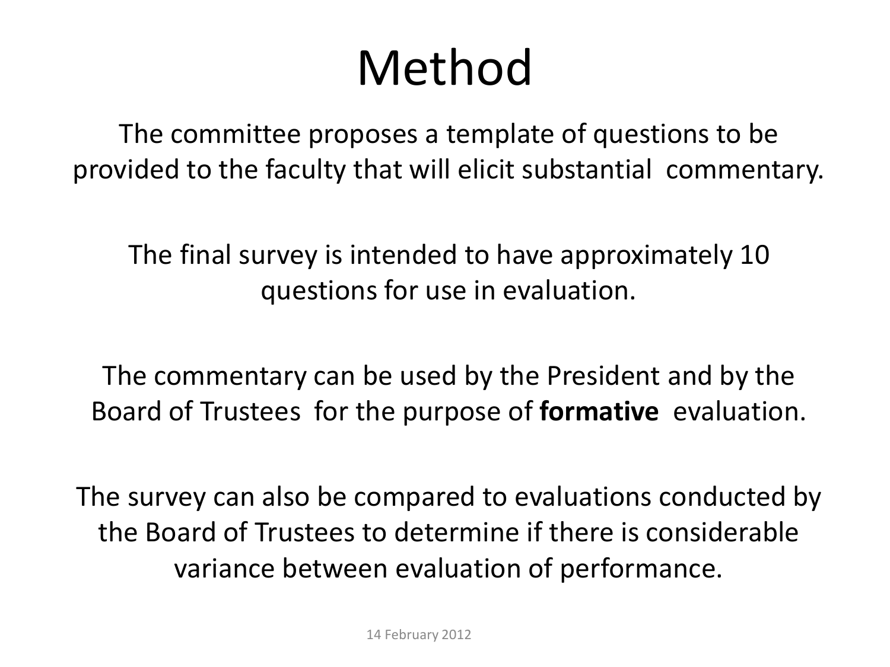# Method

The committee proposes a template of questions to be provided to the faculty that will elicit substantial commentary.

The final survey is intended to have approximately 10 questions for use in evaluation.

The commentary can be used by the President and by the Board of Trustees for the purpose of **formative** evaluation.

The survey can also be compared to evaluations conducted by the Board of Trustees to determine if there is considerable variance between evaluation of performance.

14 February 2012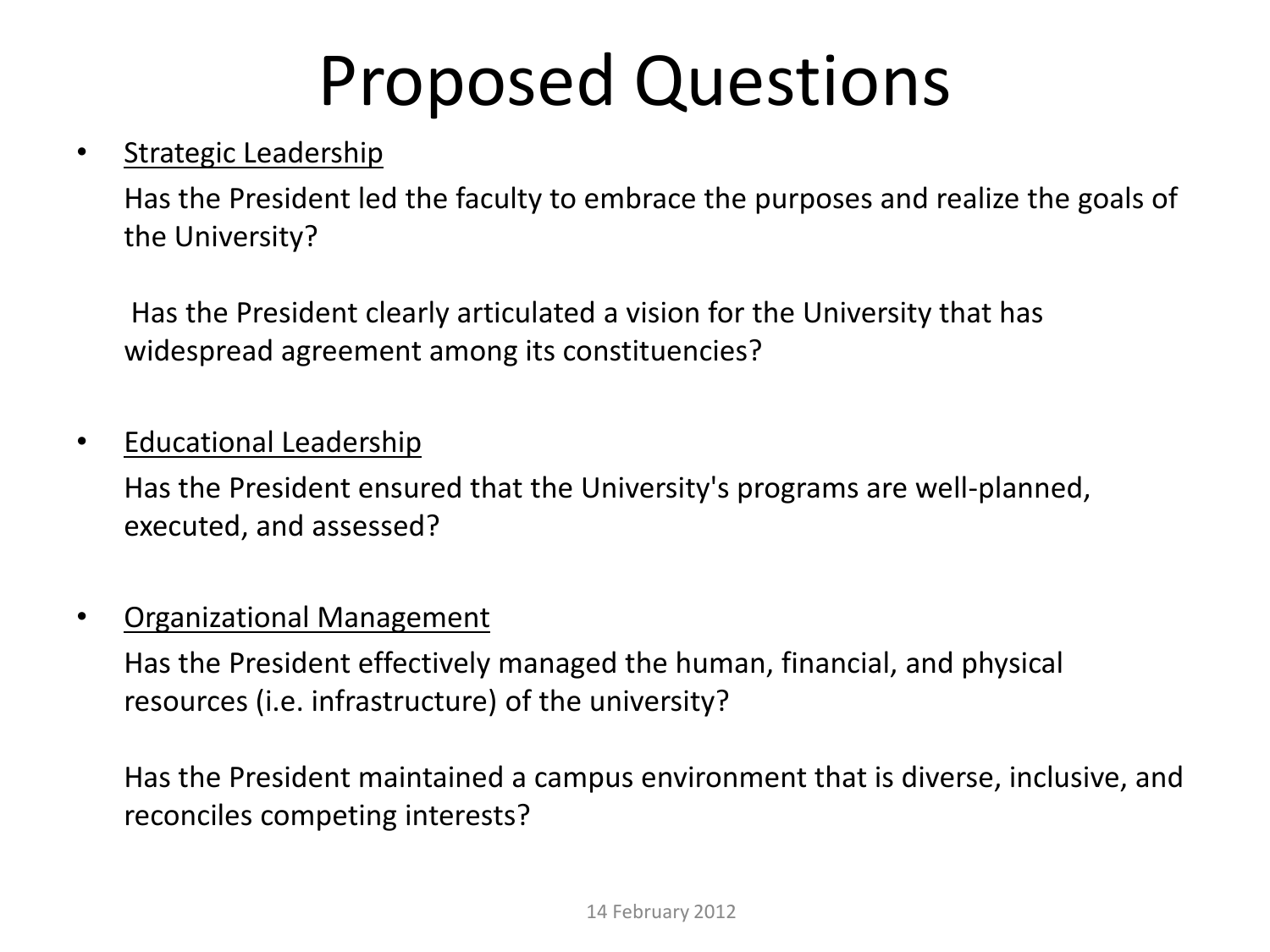# Proposed Questions

- <u>Strategic Leadership</u>

  Has the President led the faculty to embrace the purposes and realize the goals of the University?

  Has the President clearly articulated a vision for the University that has widespread agreement among its constituencies?

- <u>Educational Leadership</u>

  Has the President ensured that the University's programs are well-planned, executed, and assessed?

- <u>Organizational Management</u>

  Has the President effectively managed the human, financial, and physical resources (i.e. infrastructure) of the university?

  Has the President maintained a campus environment that is diverse, inclusive, and reconciles competing interests?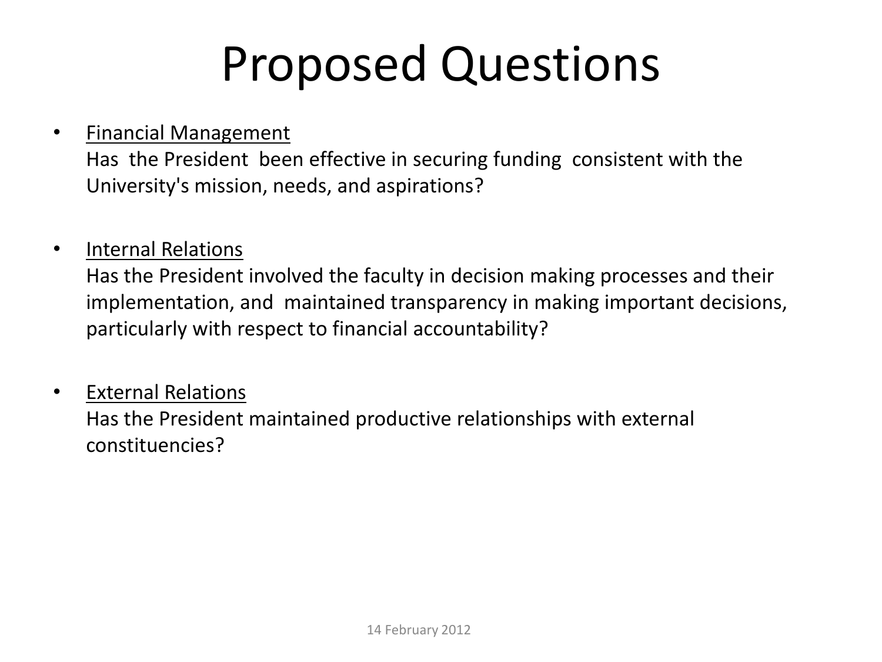# Proposed Questions

- <u>Financial Management</u>
  Has the President been effective in securing funding consistent with the University's mission, needs, and aspirations?

- <u>Internal Relations</u>
  Has the President involved the faculty in decision making processes and their implementation, and maintained transparency in making important decisions, particularly with respect to financial accountability?

- <u>External Relations</u>
  Has the President maintained productive relationships with external constituencies?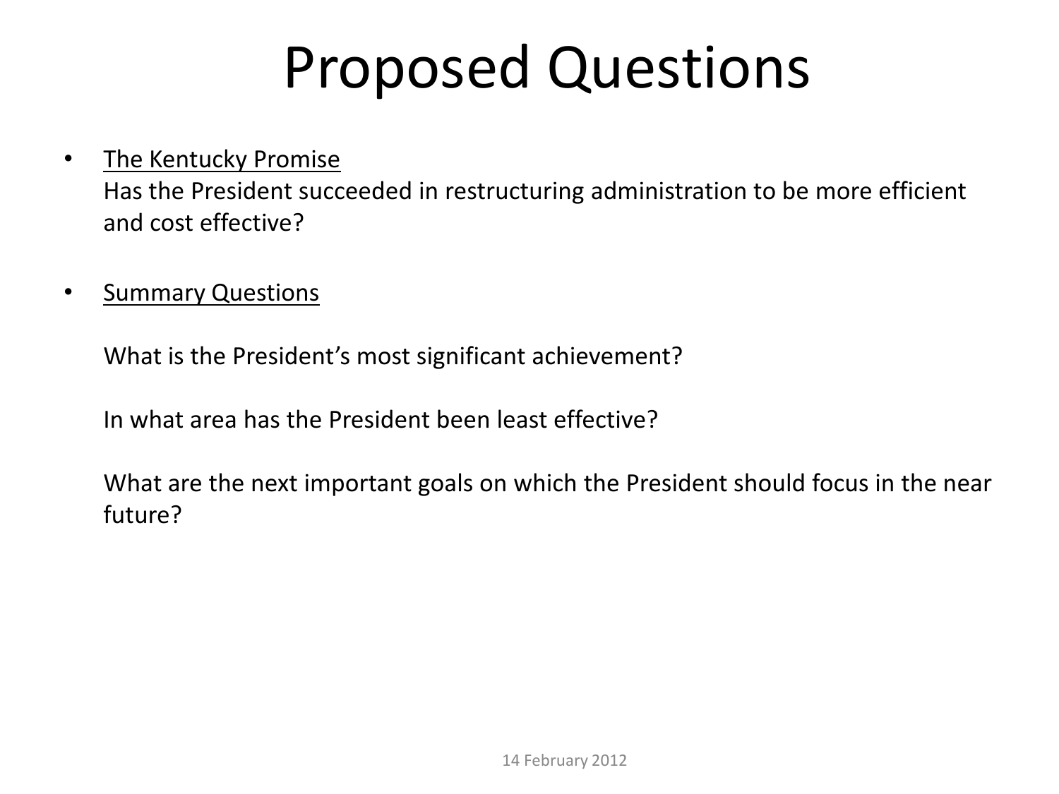# Proposed Questions

- The Kentucky Promise
  Has the President succeeded in restructuring administration to be more efficient and cost effective?

- Summary Questions

  What is the President's most significant achievement?

  In what area has the President been least effective?

  What are the next important goals on which the President should focus in the near future?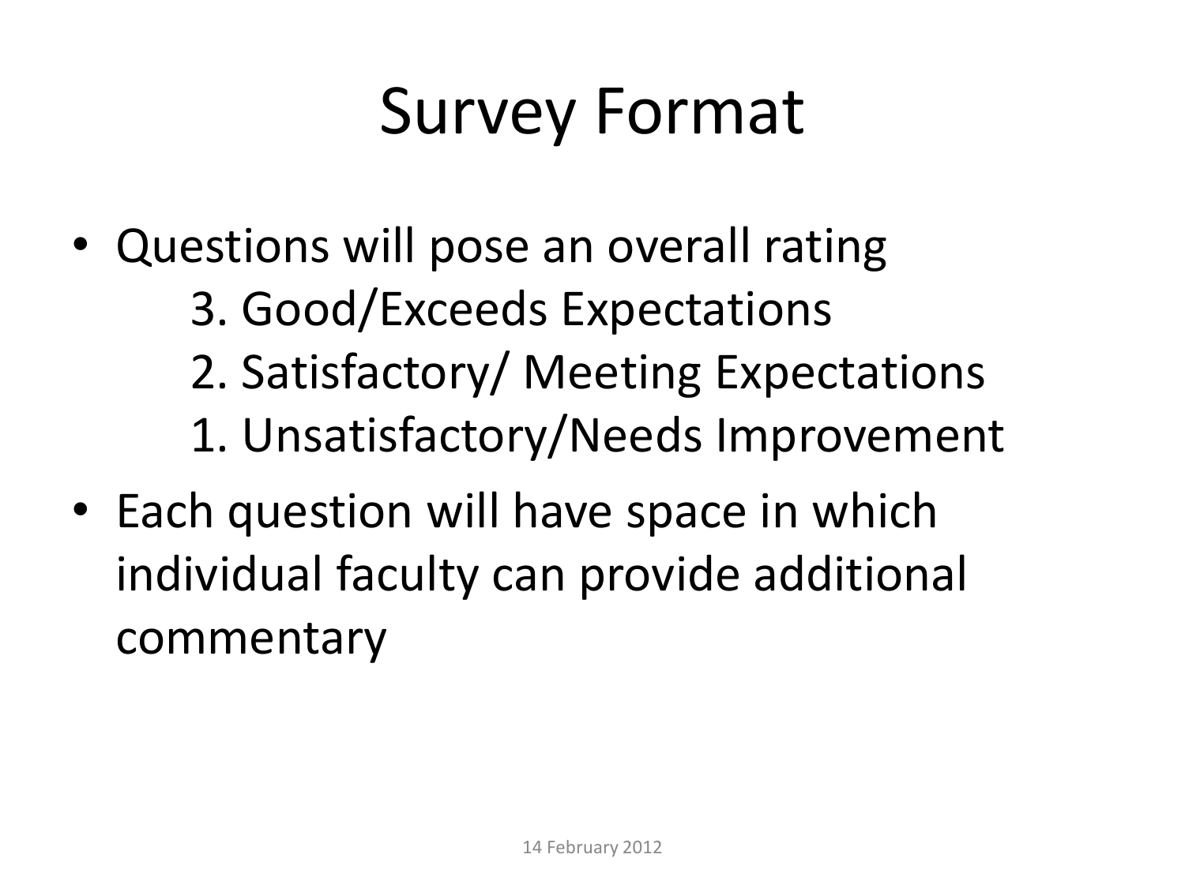# Survey Format

- Questions will pose an overall rating
  3. Good/Exceeds Expectations
  2. Satisfactory/ Meeting Expectations
  1. Unsatisfactory/Needs Improvement
- Each question will have space in which individual faculty can provide additional commentary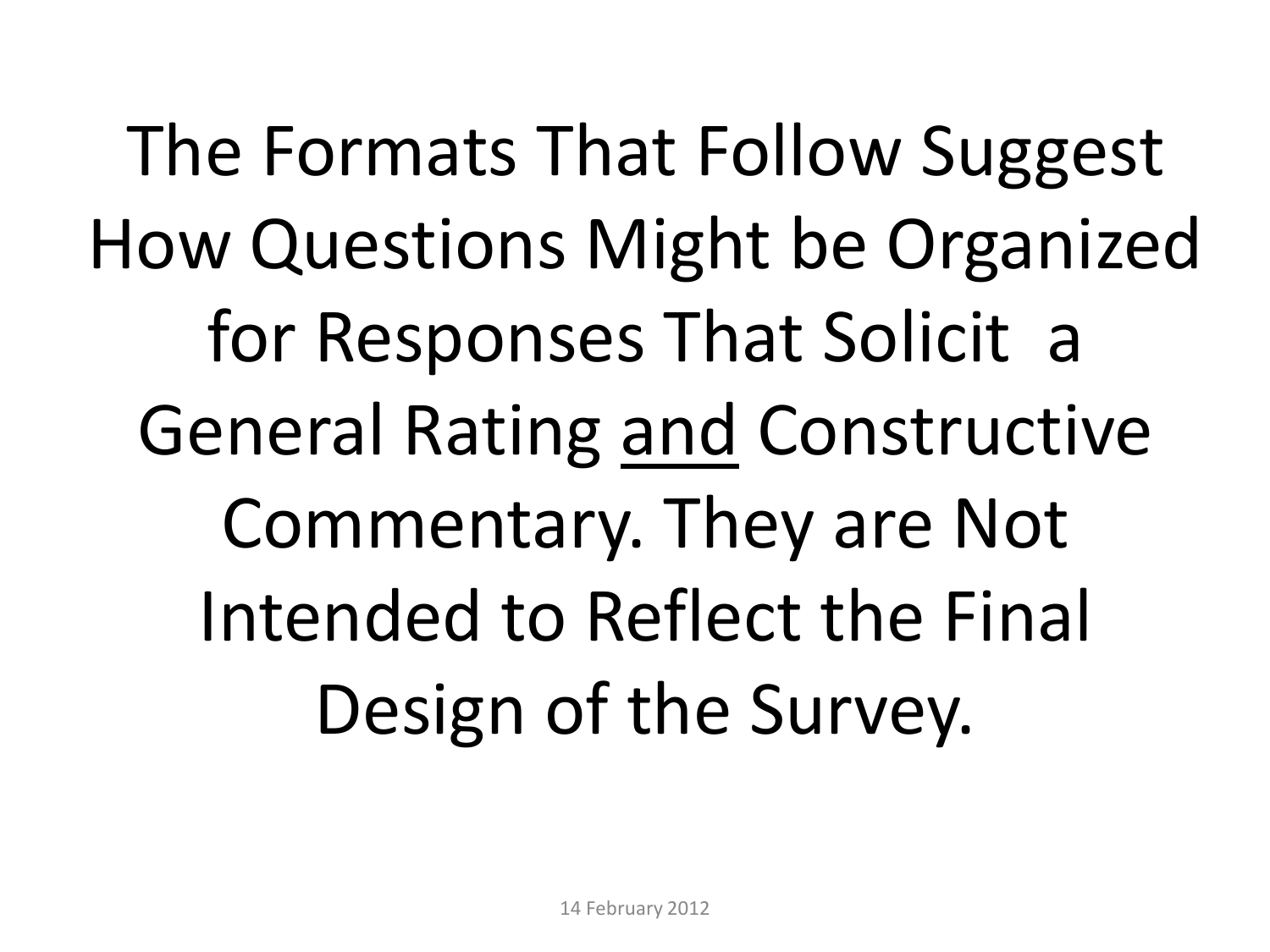The Formats That Follow Suggest How Questions Might be Organized for Responses That Solicit a General Rating <u>and</u> Constructive Commentary. They are Not Intended to Reflect the Final Design of the Survey.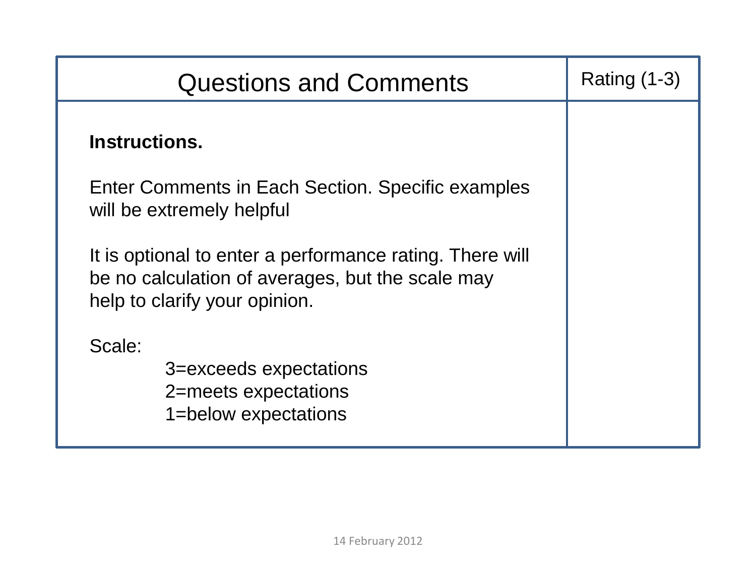| Questions and Comments | Rating (1-3) |
|---|---|
| **Instructions.**<br><br>Enter Comments in Each Section. Specific examples will be extremely helpful<br><br>It is optional to enter a performance rating. There will be no calculation of averages, but the scale may help to clarify your opinion.<br><br>Scale:<br>3=exceeds expectations<br>2=meets expectations<br>1=below expectations | |

14 February 2012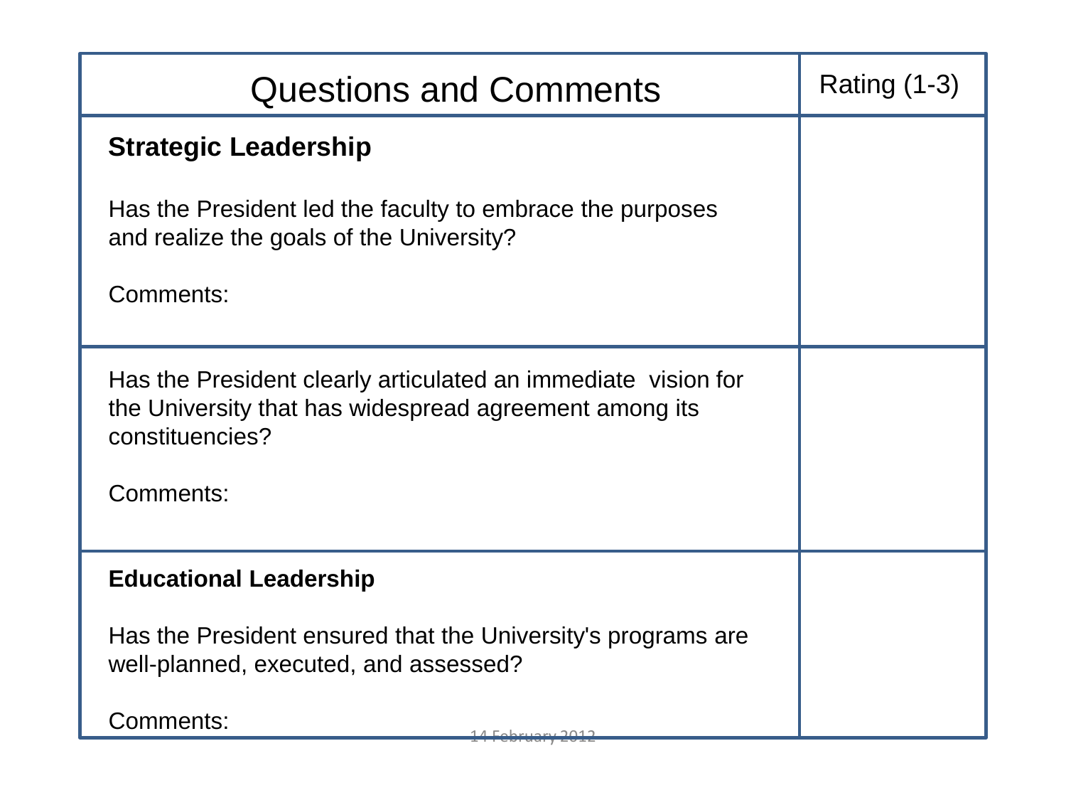| Questions and Comments | Rating (1-3) |
|---|---|
| **Strategic Leadership**<br><br>Has the President led the faculty to embrace the purposes and realize the goals of the University?<br><br>Comments: | |
| Has the President clearly articulated an immediate vision for the University that has widespread agreement among its constituencies?<br><br>Comments: | |
| **Educational Leadership**<br><br>Has the President ensured that the University's programs are well-planned, executed, and assessed?<br><br>Comments: | |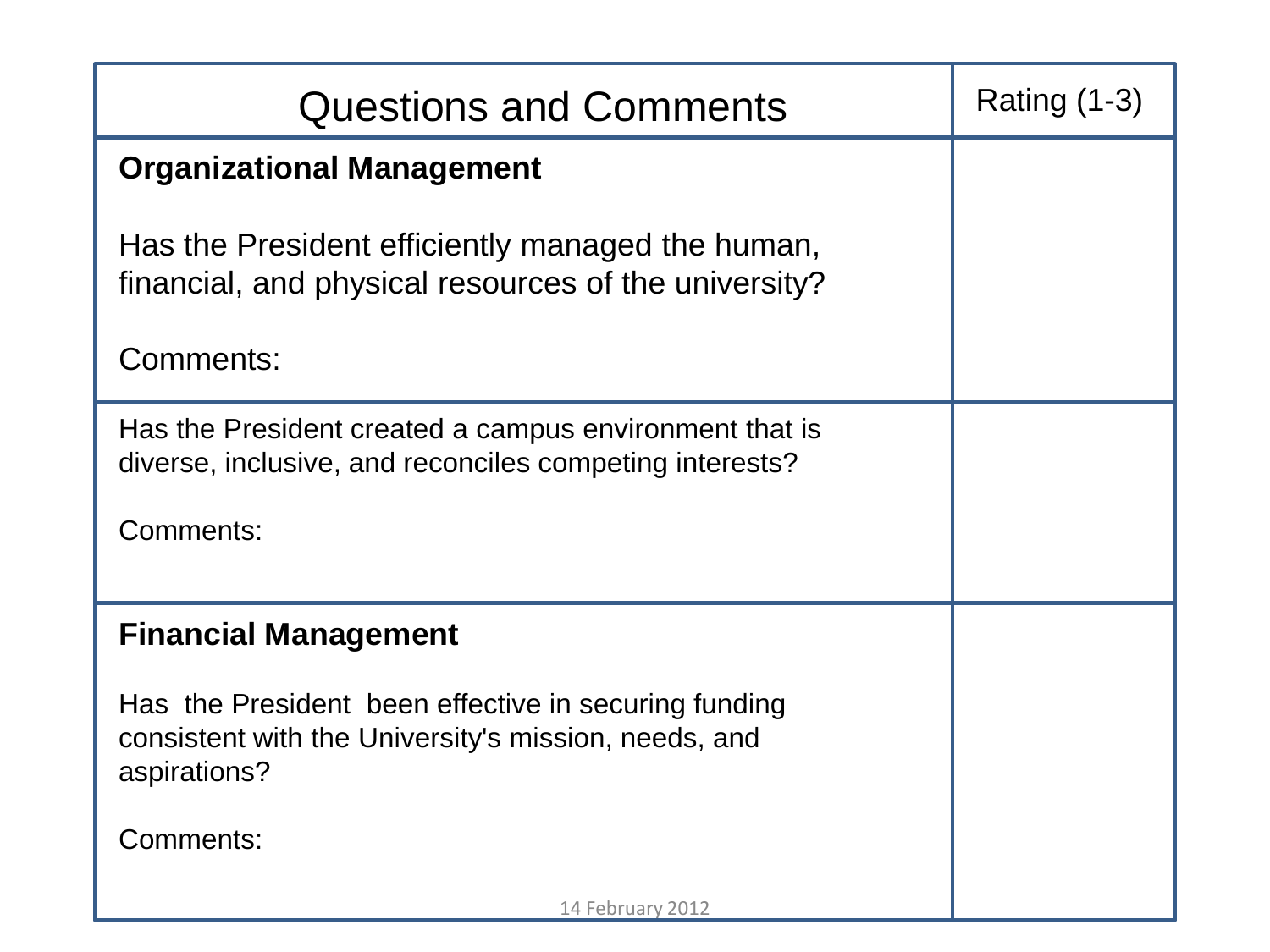| Questions and Comments | Rating (1-3) |
|---|---|
| **Organizational Management**<br><br>Has the President efficiently managed the human, financial, and physical resources of the university?<br><br>Comments: | |
| Has the President created a campus environment that is diverse, inclusive, and reconciles competing interests?<br><br>Comments: | |
| **Financial Management**<br><br>Has the President been effective in securing funding consistent with the University's mission, needs, and aspirations?<br><br>Comments: | |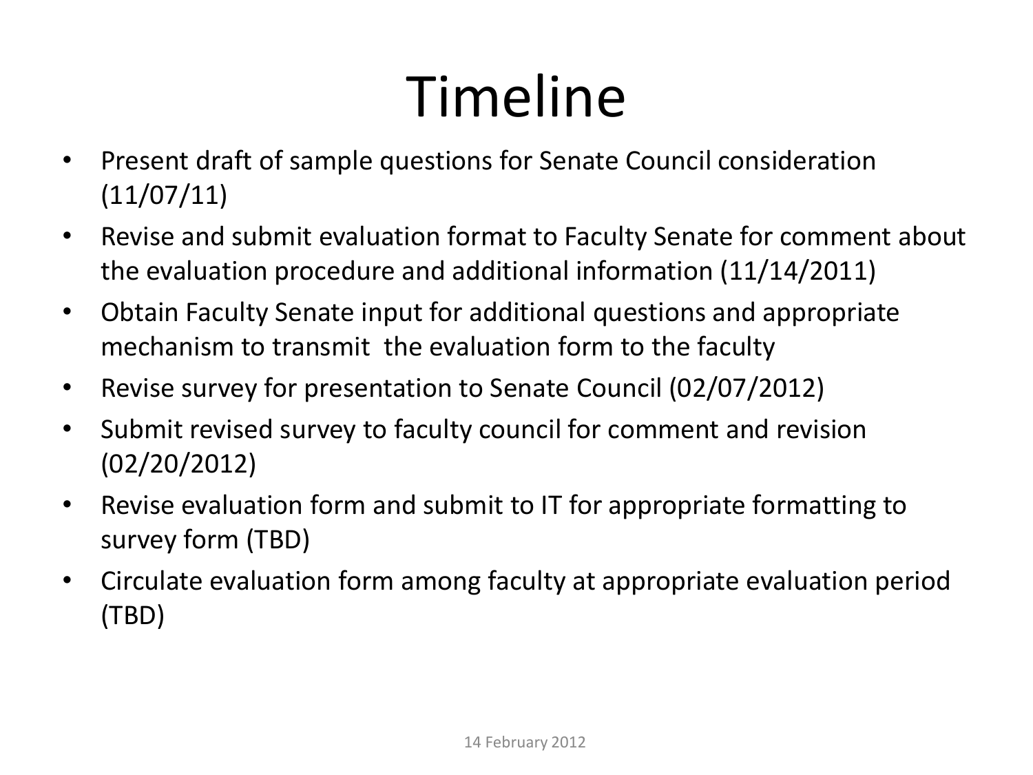# Timeline

- Present draft of sample questions for Senate Council consideration (11/07/11)
- Revise and submit evaluation format to Faculty Senate for comment about the evaluation procedure and additional information (11/14/2011)
- Obtain Faculty Senate input for additional questions and appropriate mechanism to transmit the evaluation form to the faculty
- Revise survey for presentation to Senate Council (02/07/2012)
- Submit revised survey to faculty council for comment and revision (02/20/2012)
- Revise evaluation form and submit to IT for appropriate formatting to survey form (TBD)
- Circulate evaluation form among faculty at appropriate evaluation period (TBD)